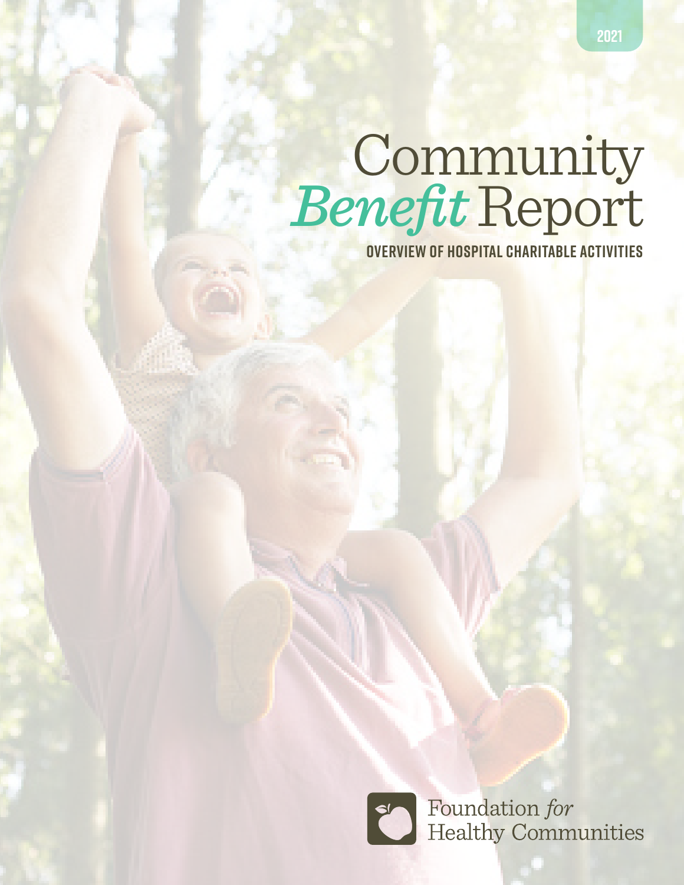2021

# Community *Benefit* Report

## OVERVIEW OF HOSPITAL CHARITABLE ACTIVITIES

Foundation *for* Healthy Communities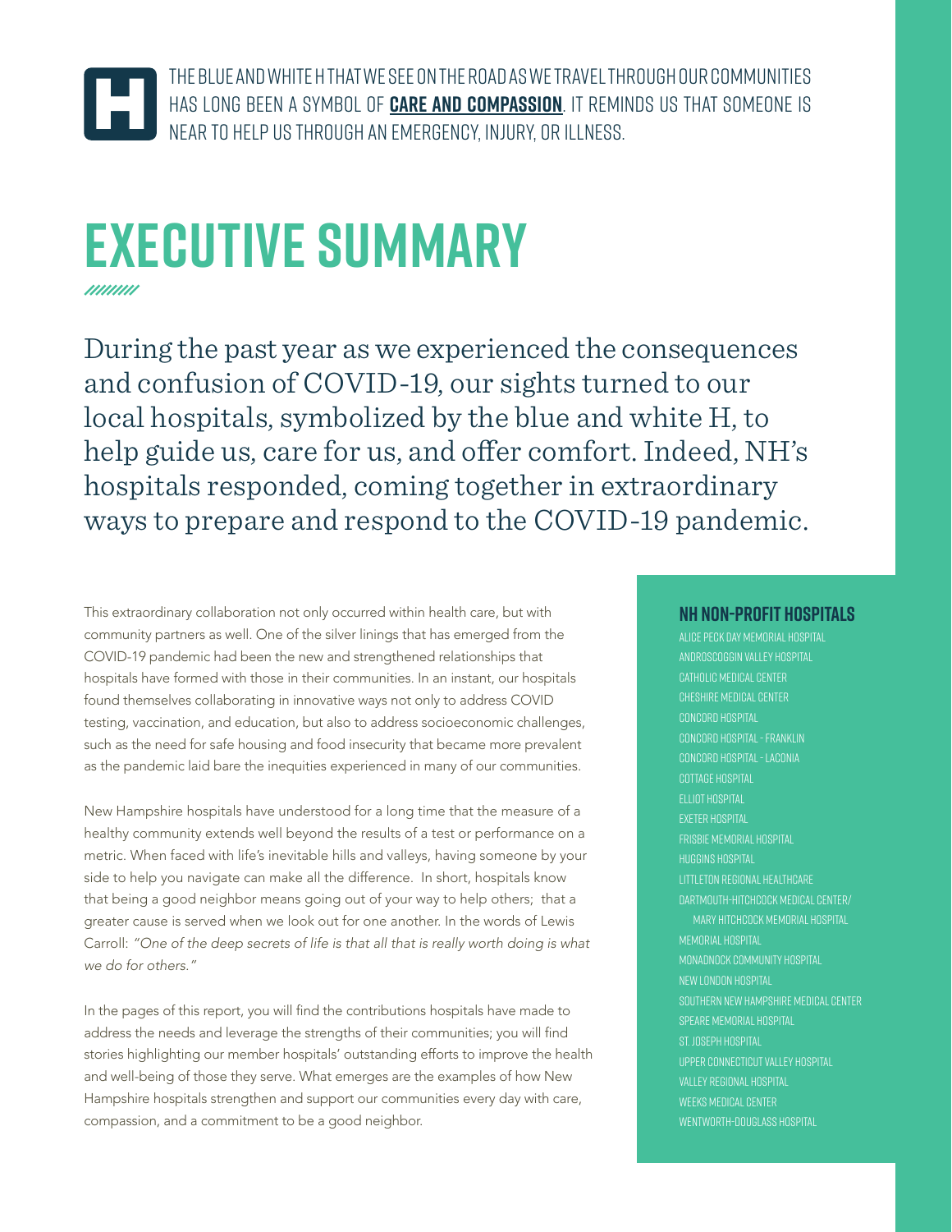THE BLUE AND WHITE H THAT WE SEE ON THE ROAD AS WE TRAVEL THROUGH OUR COMMUNITIES HAS LONG BEEN A SYMBOL OF **CARE AND COMPASSION**. IT REMINDS US THAT SOMEONE IS NEAR TO HELP US THROUGH AN EMERGENCY, INJURY, OR ILLNESS.

# EXECUTIVE SUMMARY

During the past year as we experienced the consequences and confusion of COVID-19, our sights turned to our local hospitals, symbolized by the blue and white H, to help guide us, care for us, and offer comfort. Indeed, NH's hospitals responded, coming together in extraordinary ways to prepare and respond to the COVID-19 pandemic.

This extraordinary collaboration not only occurred within health care, but with community partners as well. One of the silver linings that has emerged from the COVID-19 pandemic had been the new and strengthened relationships that hospitals have formed with those in their communities. In an instant, our hospitals found themselves collaborating in innovative ways not only to address COVID testing, vaccination, and education, but also to address socioeconomic challenges, such as the need for safe housing and food insecurity that became more prevalent as the pandemic laid bare the inequities experienced in many of our communities.

New Hampshire hospitals have understood for a long time that the measure of a healthy community extends well beyond the results of a test or performance on a metric. When faced with life's inevitable hills and valleys, having someone by your side to help you navigate can make all the difference. In short, hospitals know that being a good neighbor means going out of your way to help others; that a greater cause is served when we look out for one another. In the words of Lewis Carroll: *"One of the deep secrets of life is that all that is really worth doing is what we do for others."*

In the pages of this report, you will find the contributions hospitals have made to address the needs and leverage the strengths of their communities; you will find stories highlighting our member hospitals' outstanding efforts to improve the health and well-being of those they serve. What emerges are the examples of how New Hampshire hospitals strengthen and support our communities every day with care, compassion, and a commitment to be a good neighbor.

## NH NON-PROFIT HOSPITALS

- ALICE PECK DAY MEMORIAL HOSPITAL
- ANDROSCOGGIN VALLEY HOSPITAL
- CATHOLIC MEDICAL CENTER
- CHESHIRE MEDICAL CENTER
- CONCORD HOSPITAL
- CONCORD HOSPITAL - FRANKLIN
- CONCORD HOSPITAL - LACONIA
- COTTAGE HOSPITAL
- ELLIOT HOSPITAL
- EXETER HOSPITAL
- FRISBIE MEMORIAL HOSPITAL
- HUGGINS HOSPITAL
- LITTLETON REGIONAL HEALTHCARE
- DARTMOUTH-HITCHCOCK MEDICAL CENTER/ MARY HITCHCOCK MEMORIAL HOSPITAL
- MEMORIAL HOSPITAL
- MONADNOCK COMMUNITY HOSPITAL
- NEW LONDON HOSPITAL
- SOUTHERN NEW HAMPSHIRE MEDICAL CENTER
- SPEARE MEMORIAL HOSPITAL
- ST. JOSEPH HOSPITAL
- UPPER CONNECTICUT VALLEY HOSPITAL
- VALLEY REGIONAL HOSPITAL
- WEEKS MEDICAL CENTER
- WENTWORTH-DOUGLASS HOSPITAL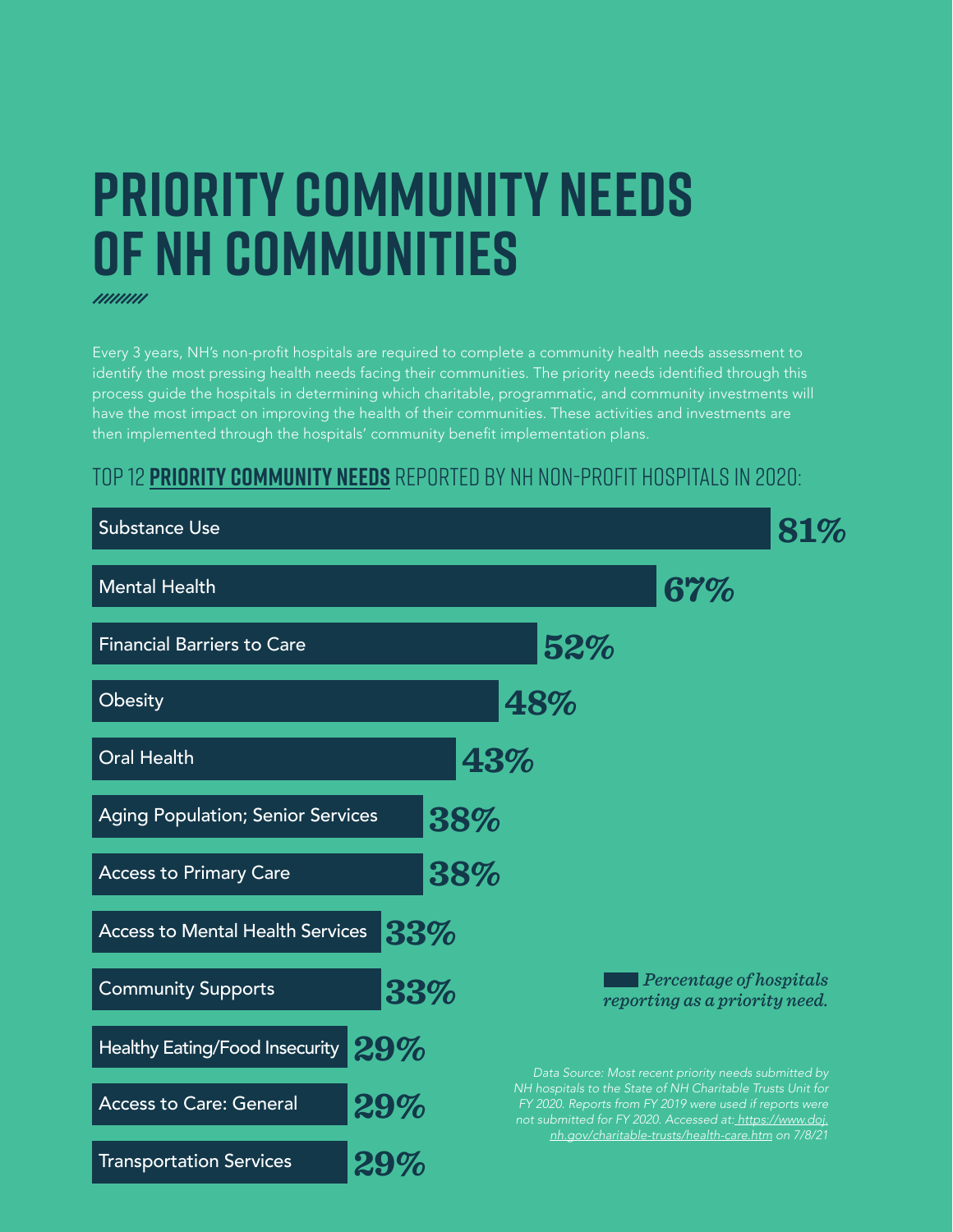# PRIORITY COMMUNITY NEEDS OF NH COMMUNITIES

Every 3 years, NH's non-profit hospitals are required to complete a community health needs assessment to identify the most pressing health needs facing their communities. The priority needs identified through this process guide the hospitals in determining which charitable, programmatic, and community investments will have the most impact on improving the health of their communities. These activities and investments are then implemented through the hospitals' community benefit implementation plans.

## TOP 12 **PRIORITY COMMUNITY NEEDS** REPORTED BY NH NON-PROFIT HOSPITALS IN 2020:

| Priority Need | Percentage of hospitals reporting as a priority need |
|---|---|
| Substance Use | 81% |
| Mental Health | 67% |
| Financial Barriers to Care | 52% |
| Obesity | 48% |
| Oral Health | 43% |
| Aging Population; Senior Services | 38% |
| Access to Primary Care | 38% |
| Access to Mental Health Services | 33% |
| Community Supports | 33% |
| Healthy Eating/Food Insecurity | 29% |
| Access to Care: General | 29% |
| Transportation Services | 29% |

*Percentage of hospitals reporting as a priority need.*

*Data Source: Most recent priority needs submitted by NH hospitals to the State of NH Charitable Trusts Unit for FY 2020. Reports from FY 2019 were used if reports were not submitted for FY 2020. Accessed at: https://www.doj.nh.gov/charitable-trusts/health-care.htm on 7/8/21*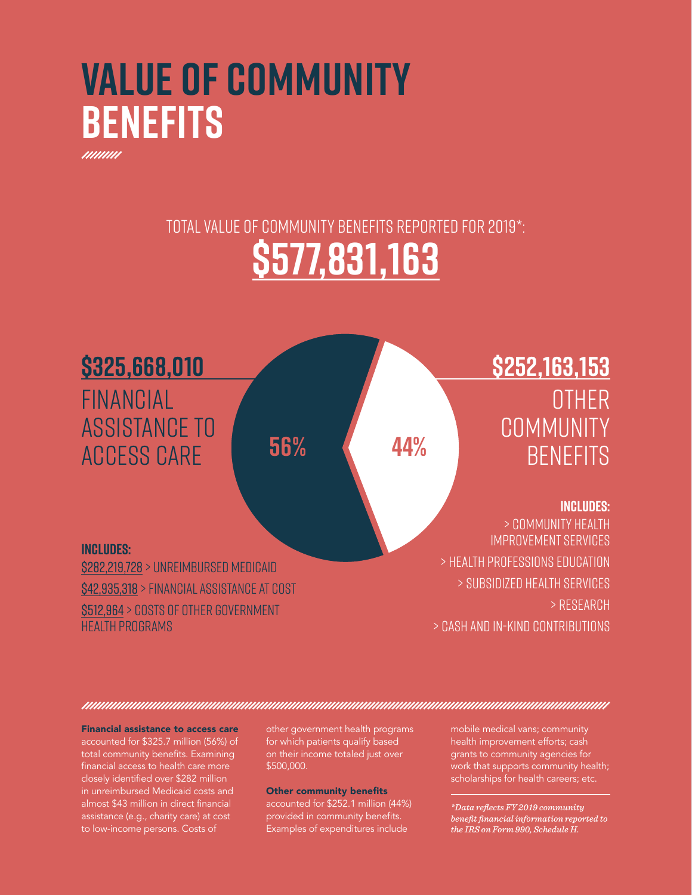# VALUE OF COMMUNITY BENEFITS

TOTAL VALUE OF COMMUNITY BENEFITS REPORTED FOR 2019*:

## $577,831,163

### $325,668,010

FINANCIAL ASSISTANCE TO ACCESS CARE

56%

**INCLUDES:**

$282,219,728 > UNREIMBURSED MEDICAID

$42,935,318 > FINANCIAL ASSISTANCE AT COST

$512,964 > COSTS OF OTHER GOVERNMENT HEALTH PROGRAMS

### $252,163,153

OTHER COMMUNITY BENEFITS

44%

**INCLUDES:**

> COMMUNITY HEALTH IMPROVEMENT SERVICES

> HEALTH PROFESSIONS EDUCATION

> SUBSIDIZED HEALTH SERVICES

> RESEARCH

> CASH AND IN-KIND CONTRIBUTIONS

**Financial assistance to access care** accounted for $325.7 million (56%) of total community benefits. Examining financial access to health care more closely identified over $282 million in unreimbursed Medicaid costs and almost $43 million in direct financial assistance (e.g., charity care) at cost to low-income persons. Costs of other government health programs for which patients qualify based on their income totaled just over $500,000.

**Other community benefits** accounted for $252.1 million (44%) provided in community benefits. Examples of expenditures include mobile medical vans; community health improvement efforts; cash grants to community agencies for work that supports community health; scholarships for health careers; etc.

*\*Data reflects FY 2019 community benefit financial information reported to the IRS on Form 990, Schedule H.*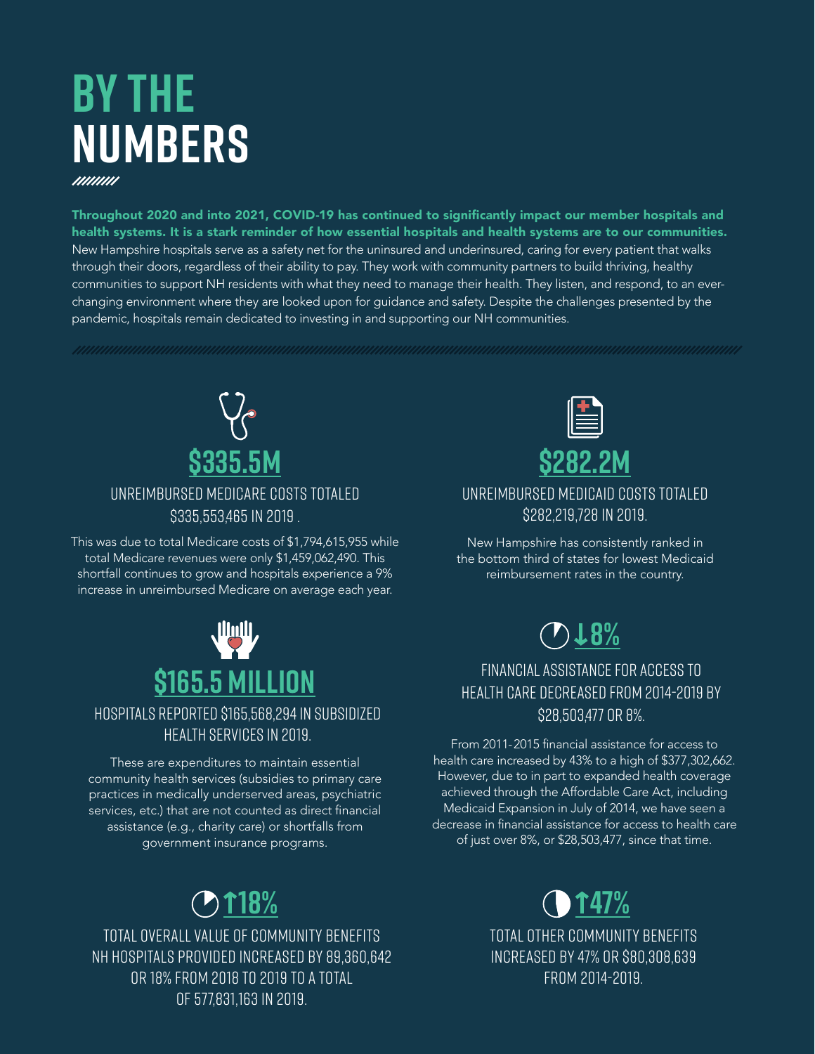# BY THE NUMBERS

**Throughout 2020 and into 2021, COVID-19 has continued to significantly impact our member hospitals and health systems. It is a stark reminder of how essential hospitals and health systems are to our communities.** New Hampshire hospitals serve as a safety net for the uninsured and underinsured, caring for every patient that walks through their doors, regardless of their ability to pay. They work with community partners to build thriving, healthy communities to support NH residents with what they need to manage their health. They listen, and respond, to an ever-changing environment where they are looked upon for guidance and safety. Despite the challenges presented by the pandemic, hospitals remain dedicated to investing in and supporting our NH communities.

## $335.5M

### UNREIMBURSED MEDICARE COSTS TOTALED $335,553,465 IN 2019 .

This was due to total Medicare costs of $1,794,615,955 while total Medicare revenues were only $1,459,062,490. This shortfall continues to grow and hospitals experience a 9% increase in unreimbursed Medicare on average each year.

## $282.2M

### UNREIMBURSED MEDICAID COSTS TOTALED $282,219,728 IN 2019.

New Hampshire has consistently ranked in the bottom third of states for lowest Medicaid reimbursement rates in the country.

## $165.5 MILLION

### HOSPITALS REPORTED $165,568,294 IN SUBSIDIZED HEALTH SERVICES IN 2019.

These are expenditures to maintain essential community health services (subsidies to primary care practices in medically underserved areas, psychiatric services, etc.) that are not counted as direct financial assistance (e.g., charity care) or shortfalls from government insurance programs.

## ↓8%

### FINANCIAL ASSISTANCE FOR ACCESS TO HEALTH CARE DECREASED FROM 2014-2019 BY $28,503,477 OR 8%.

From 2011-2015 financial assistance for access to health care increased by 43% to a high of $377,302,662. However, due to in part to expanded health coverage achieved through the Affordable Care Act, including Medicaid Expansion in July of 2014, we have seen a decrease in financial assistance for access to health care of just over 8%, or $28,503,477, since that time.

## ↑18%

### TOTAL OVERALL VALUE OF COMMUNITY BENEFITS NH HOSPITALS PROVIDED INCREASED BY 89,360,642 OR 18% FROM 2018 TO 2019 TO A TOTAL OF 577,831,163 IN 2019.

## ↑47%

### TOTAL OTHER COMMUNITY BENEFITS INCREASED BY 47% OR $80,308,639 FROM 2014-2019.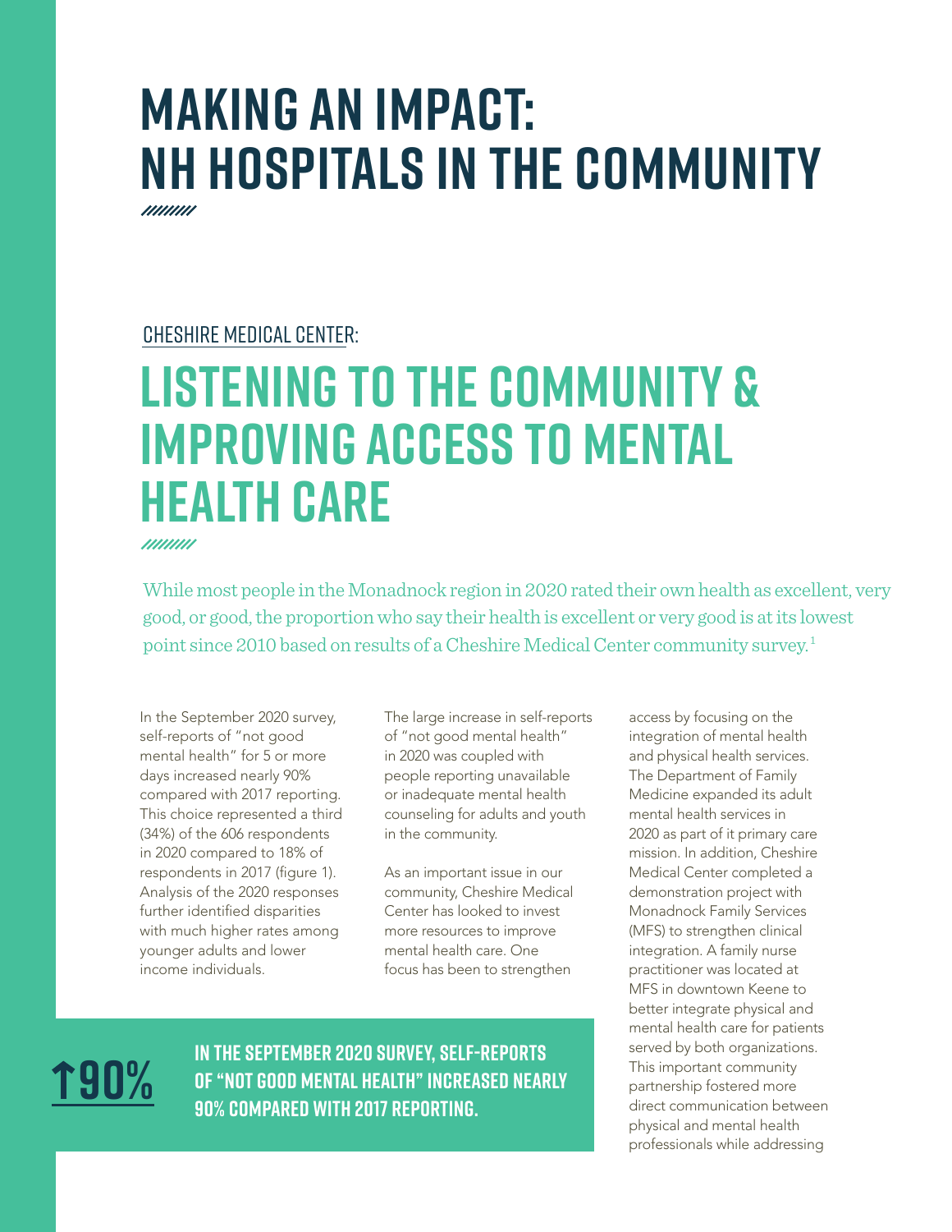# MAKING AN IMPACT: NH HOSPITALS IN THE COMMUNITY

CHESHIRE MEDICAL CENTER:

## LISTENING TO THE COMMUNITY & IMPROVING ACCESS TO MENTAL HEALTH CARE

While most people in the Monadnock region in 2020 rated their own health as excellent, very good, or good, the proportion who say their health is excellent or very good is at its lowest point since 2010 based on results of a Cheshire Medical Center community survey.[1]

In the September 2020 survey, self-reports of "not good mental health" for 5 or more days increased nearly 90% compared with 2017 reporting. This choice represented a third (34%) of the 606 respondents in 2020 compared to 18% of respondents in 2017 (figure 1). Analysis of the 2020 responses further identified disparities with much higher rates among younger adults and lower income individuals.

The large increase in self-reports of "not good mental health" in 2020 was coupled with people reporting unavailable or inadequate mental health counseling for adults and youth in the community.

As an important issue in our community, Cheshire Medical Center has looked to invest more resources to improve mental health care. One focus has been to strengthen access by focusing on the integration of mental health and physical health services. The Department of Family Medicine expanded its adult mental health services in 2020 as part of it primary care mission. In addition, Cheshire Medical Center completed a demonstration project with Monadnock Family Services (MFS) to strengthen clinical integration. A family nurse practitioner was located at MFS in downtown Keene to better integrate physical and mental health care for patients served by both organizations. This important community partnership fostered more direct communication between physical and mental health professionals while addressing

**↑90%**

**IN THE SEPTEMBER 2020 SURVEY, SELF-REPORTS OF "NOT GOOD MENTAL HEALTH" INCREASED NEARLY 90% COMPARED WITH 2017 REPORTING.**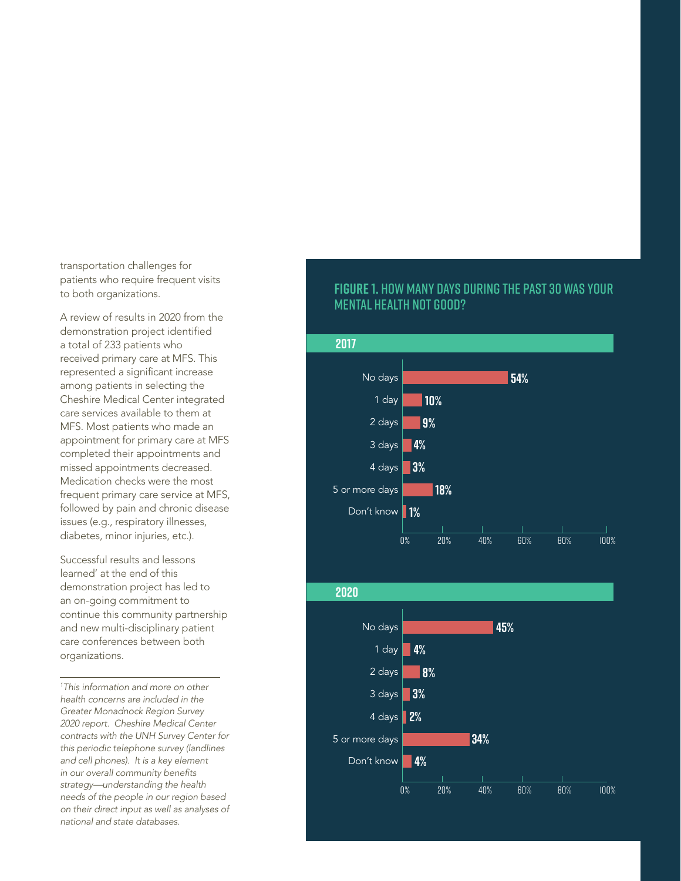transportation challenges for patients who require frequent visits to both organizations.

A review of results in 2020 from the demonstration project identified a total of 233 patients who received primary care at MFS. This represented a significant increase among patients in selecting the Cheshire Medical Center integrated care services available to them at MFS. Most patients who made an appointment for primary care at MFS completed their appointments and missed appointments decreased. Medication checks were the most frequent primary care service at MFS, followed by pain and chronic disease issues (e.g., respiratory illnesses, diabetes, minor injuries, etc.).

Successful results and lessons learned' at the end of this demonstration project has led to an on-going commitment to continue this community partnership and new multi-disciplinary patient care conferences between both organizations.

---

[1]*This information and more on other health concerns are included in the Greater Monadnock Region Survey 2020 report. Cheshire Medical Center contracts with the UNH Survey Center for this periodic telephone survey (landlines and cell phones). It is a key element in our overall community benefits strategy—understanding the health needs of the people in our region based on their direct input as well as analyses of national and state databases.*

## FIGURE 1. HOW MANY DAYS DURING THE PAST 30 WAS YOUR MENTAL HEALTH NOT GOOD?

### 2017

| Response | Percent |
|---|---|
| No days | 54% |
| 1 day | 10% |
| 2 days | 9% |
| 3 days | 4% |
| 4 days | 3% |
| 5 or more days | 18% |
| Don't know | 1% |

### 2020

| Response | Percent |
|---|---|
| No days | 45% |
| 1 day | 4% |
| 2 days | 8% |
| 3 days | 3% |
| 4 days | 2% |
| 5 or more days | 34% |
| Don't know | 4% |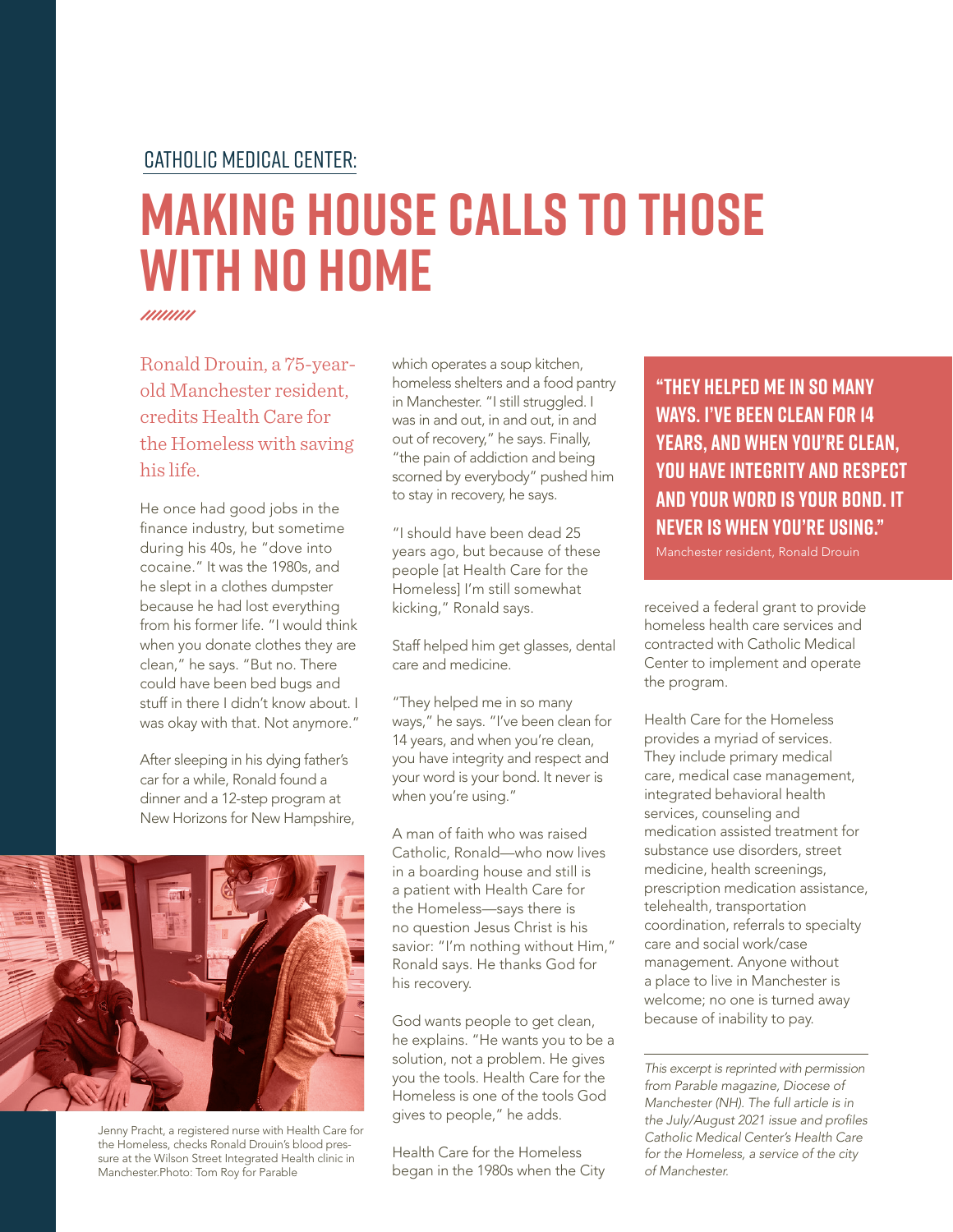CATHOLIC MEDICAL CENTER:

# MAKING HOUSE CALLS TO THOSE WITH NO HOME

Ronald Drouin, a 75-year-old Manchester resident, credits Health Care for the Homeless with saving his life.

He once had good jobs in the finance industry, but sometime during his 40s, he "dove into cocaine." It was the 1980s, and he slept in a clothes dumpster because he had lost everything from his former life. "I would think when you donate clothes they are clean," he says. "But no. There could have been bed bugs and stuff in there I didn't know about. I was okay with that. Not anymore."

After sleeping in his dying father's car for a while, Ronald found a dinner and a 12-step program at New Horizons for New Hampshire, which operates a soup kitchen, homeless shelters and a food pantry in Manchester. "I still struggled. I was in and out, in and out, in and out of recovery," he says. Finally, "the pain of addiction and being scorned by everybody" pushed him to stay in recovery, he says.

"I should have been dead 25 years ago, but because of these people [at Health Care for the Homeless] I'm still somewhat kicking," Ronald says.

Staff helped him get glasses, dental care and medicine.

"They helped me in so many ways," he says. "I've been clean for 14 years, and when you're clean, you have integrity and respect and your word is your bond. It never is when you're using."

A man of faith who was raised Catholic, Ronald—who now lives in a boarding house and still is a patient with Health Care for the Homeless—says there is no question Jesus Christ is his savior: "I'm nothing without Him," Ronald says. He thanks God for his recovery.

God wants people to get clean, he explains. "He wants you to be a solution, not a problem. He gives you the tools. Health Care for the Homeless is one of the tools God gives to people," he adds.

Health Care for the Homeless began in the 1980s when the City received a federal grant to provide homeless health care services and contracted with Catholic Medical Center to implement and operate the program.

**"THEY HELPED ME IN SO MANY WAYS. I'VE BEEN CLEAN FOR 14 YEARS, AND WHEN YOU'RE CLEAN, YOU HAVE INTEGRITY AND RESPECT AND YOUR WORD IS YOUR BOND. IT NEVER IS WHEN YOU'RE USING."**

Manchester resident, Ronald Drouin

Health Care for the Homeless provides a myriad of services. They include primary medical care, medical case management, integrated behavioral health services, counseling and medication assisted treatment for substance use disorders, street medicine, health screenings, prescription medication assistance, telehealth, transportation coordination, referrals to specialty care and social work/case management. Anyone without a place to live in Manchester is welcome; no one is turned away because of inability to pay.

Jenny Pracht, a registered nurse with Health Care for the Homeless, checks Ronald Drouin's blood pressure at the Wilson Street Integrated Health clinic in Manchester.Photo: Tom Roy for Parable

*This excerpt is reprinted with permission from Parable magazine, Diocese of Manchester (NH). The full article is in the July/August 2021 issue and profiles Catholic Medical Center's Health Care for the Homeless, a service of the city of Manchester.*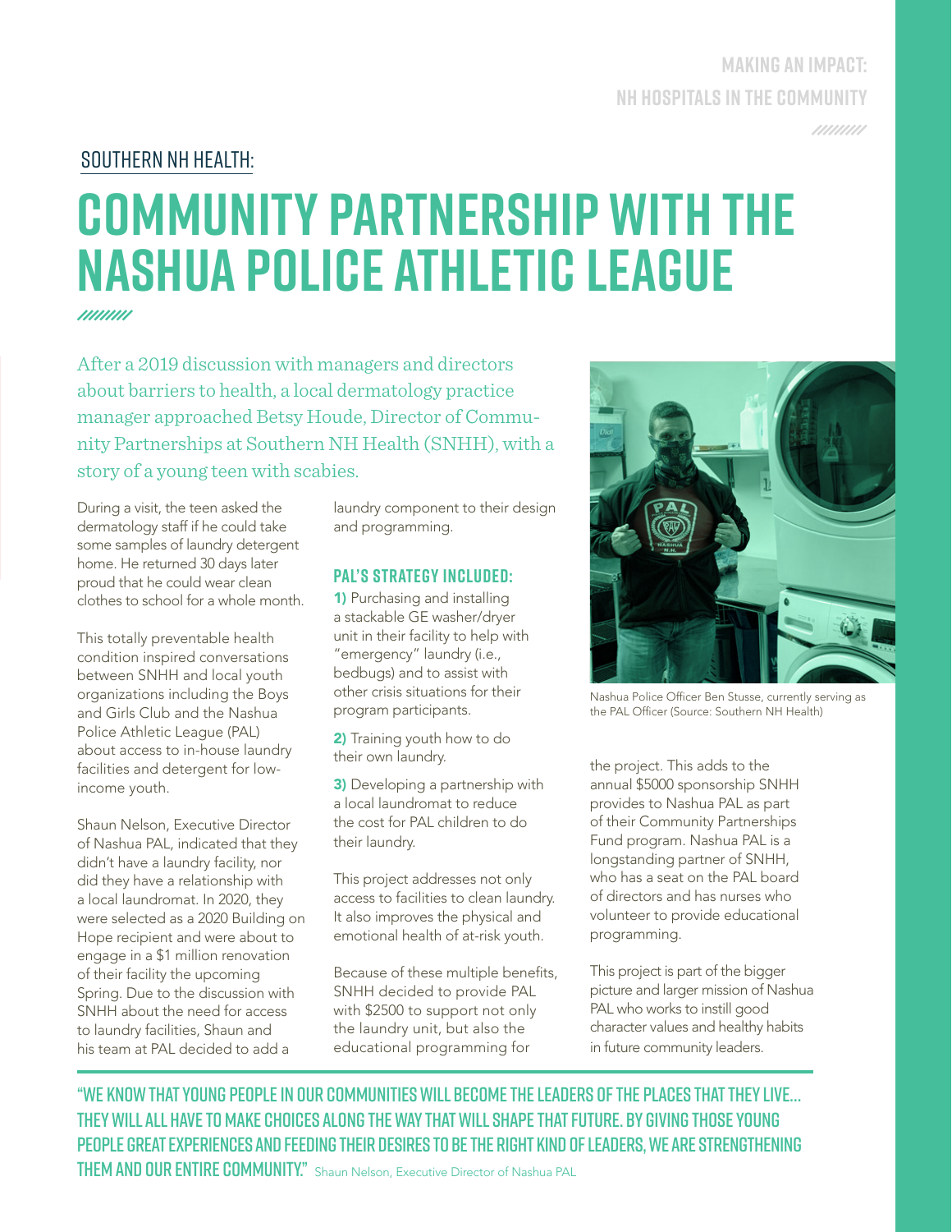MAKING AN IMPACT: NH HOSPITALS IN THE COMMUNITY

SOUTHERN NH HEALTH:

# COMMUNITY PARTNERSHIP WITH THE NASHUA POLICE ATHLETIC LEAGUE

After a 2019 discussion with managers and directors about barriers to health, a local dermatology practice manager approached Betsy Houde, Director of Community Partnerships at Southern NH Health (SNHH), with a story of a young teen with scabies.

During a visit, the teen asked the dermatology staff if he could take some samples of laundry detergent home. He returned 30 days later proud that he could wear clean clothes to school for a whole month.

This totally preventable health condition inspired conversations between SNHH and local youth organizations including the Boys and Girls Club and the Nashua Police Athletic League (PAL) about access to in-house laundry facilities and detergent for low-income youth.

Shaun Nelson, Executive Director of Nashua PAL, indicated that they didn't have a laundry facility, nor did they have a relationship with a local laundromat. In 2020, they were selected as a 2020 Building on Hope recipient and were about to engage in a $1 million renovation of their facility the upcoming Spring. Due to the discussion with SNHH about the need for access to laundry facilities, Shaun and his team at PAL decided to add a laundry component to their design and programming.

### PAL'S STRATEGY INCLUDED:

**1)** Purchasing and installing a stackable GE washer/dryer unit in their facility to help with "emergency" laundry (i.e., bedbugs) and to assist with other crisis situations for their program participants.

**2)** Training youth how to do their own laundry.

**3)** Developing a partnership with a local laundromat to reduce the cost for PAL children to do their laundry.

This project addresses not only access to facilities to clean laundry. It also improves the physical and emotional health of at-risk youth.

Because of these multiple benefits, SNHH decided to provide PAL with $2500 to support not only the laundry unit, but also the educational programming for the project. This adds to the annual $5000 sponsorship SNHH provides to Nashua PAL as part of their Community Partnerships Fund program. Nashua PAL is a longstanding partner of SNHH, who has a seat on the PAL board of directors and has nurses who volunteer to provide educational programming.

Nashua Police Officer Ben Stusse, currently serving as the PAL Officer (Source: Southern NH Health)

This project is part of the bigger picture and larger mission of Nashua PAL who works to instill good character values and healthy habits in future community leaders.

**"WE KNOW THAT YOUNG PEOPLE IN OUR COMMUNITIES WILL BECOME THE LEADERS OF THE PLACES THAT THEY LIVE... THEY WILL ALL HAVE TO MAKE CHOICES ALONG THE WAY THAT WILL SHAPE THAT FUTURE. BY GIVING THOSE YOUNG PEOPLE GREAT EXPERIENCES AND FEEDING THEIR DESIRES TO BE THE RIGHT KIND OF LEADERS, WE ARE STRENGTHENING THEM AND OUR ENTIRE COMMUNITY."** Shaun Nelson, Executive Director of Nashua PAL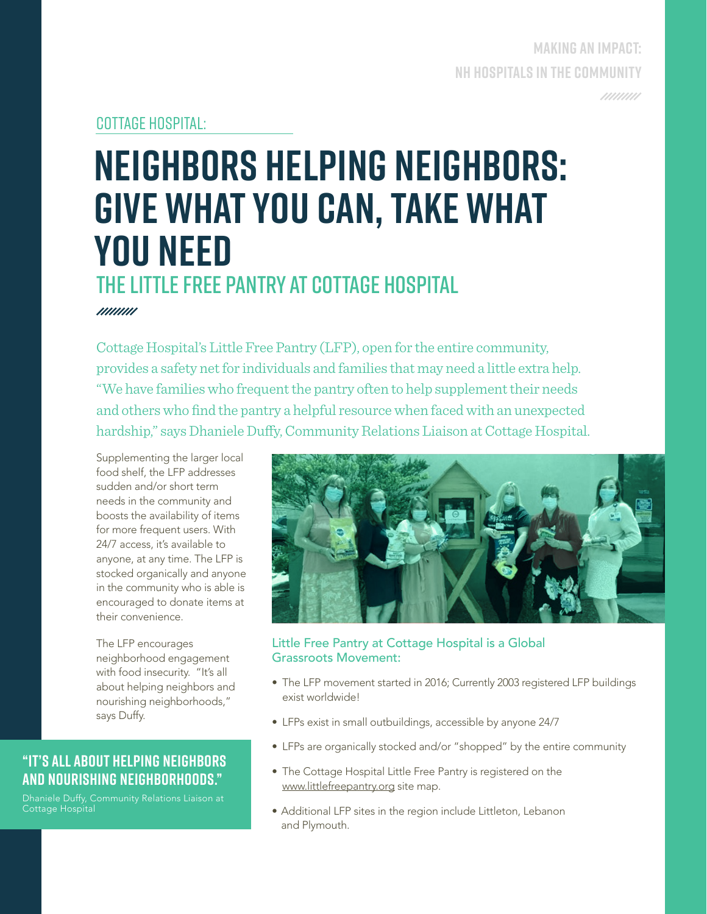COTTAGE HOSPITAL:

# NEIGHBORS HELPING NEIGHBORS: GIVE WHAT YOU CAN, TAKE WHAT YOU NEED

## THE LITTLE FREE PANTRY AT COTTAGE HOSPITAL

Cottage Hospital's Little Free Pantry (LFP), open for the entire community, provides a safety net for individuals and families that may need a little extra help. "We have families who frequent the pantry often to help supplement their needs and others who find the pantry a helpful resource when faced with an unexpected hardship," says Dhaniele Duffy, Community Relations Liaison at Cottage Hospital.

Supplementing the larger local food shelf, the LFP addresses sudden and/or short term needs in the community and boosts the availability of items for more frequent users. With 24/7 access, it's available to anyone, at any time. The LFP is stocked organically and anyone in the community who is able is encouraged to donate items at their convenience.

The LFP encourages neighborhood engagement with food insecurity. "It's all about helping neighbors and nourishing neighborhoods," says Duffy.

> **"IT'S ALL ABOUT HELPING NEIGHBORS AND NOURISHING NEIGHBORHOODS."**
>
> Dhaniele Duffy, Community Relations Liaison at Cottage Hospital

### Little Free Pantry at Cottage Hospital is a Global Grassroots Movement:

- The LFP movement started in 2016; Currently 2003 registered LFP buildings exist worldwide!
- LFPs exist in small outbuildings, accessible by anyone 24/7
- LFPs are organically stocked and/or "shopped" by the entire community
- The Cottage Hospital Little Free Pantry is registered on the www.littlefreepantry.org site map.
- Additional LFP sites in the region include Littleton, Lebanon and Plymouth.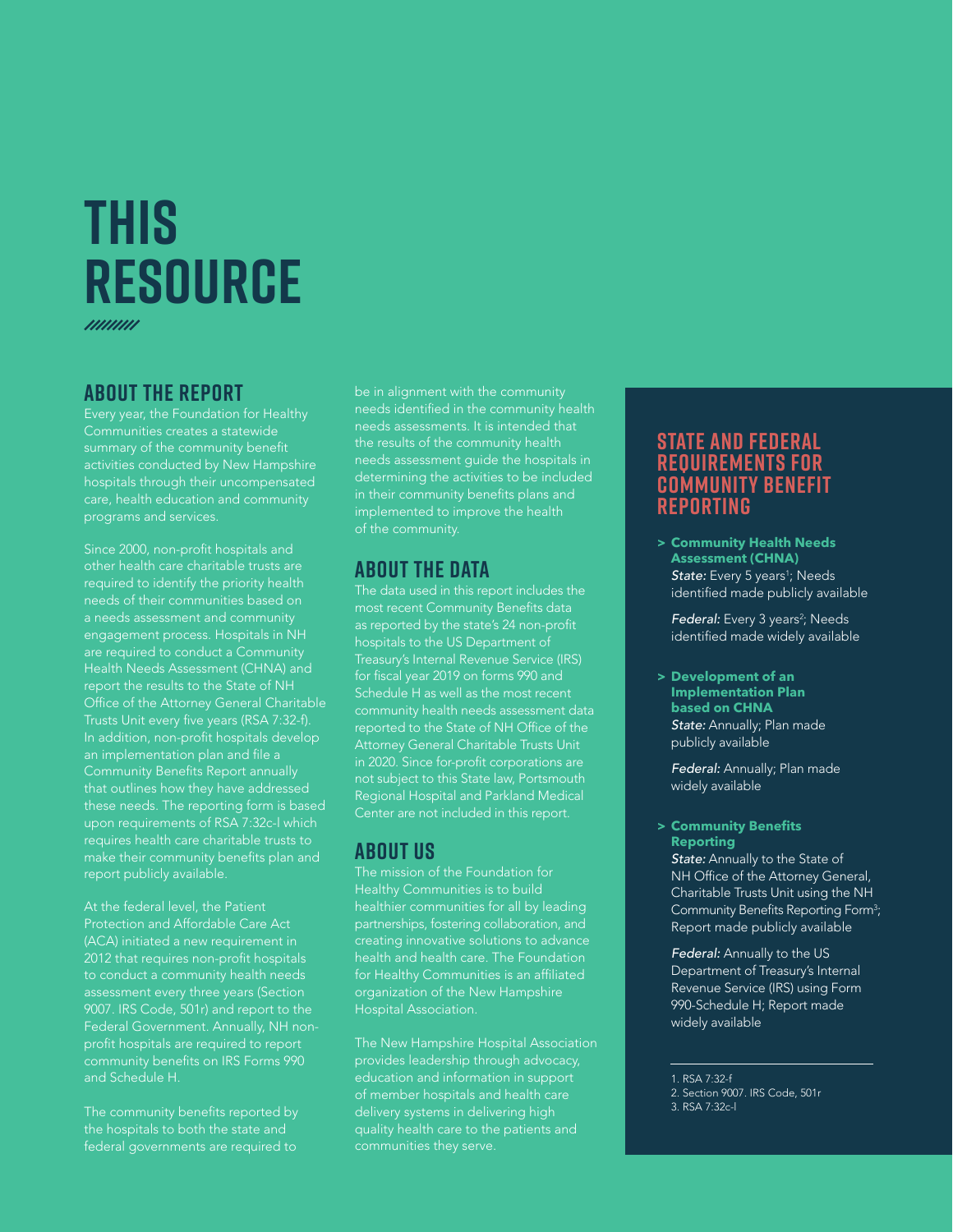# THIS RESOURCE

## ABOUT THE REPORT

Every year, the Foundation for Healthy Communities creates a statewide summary of the community benefit activities conducted by New Hampshire hospitals through their uncompensated care, health education and community programs and services.

Since 2000, non-profit hospitals and other health care charitable trusts are required to identify the priority health needs of their communities based on a needs assessment and community engagement process. Hospitals in NH are required to conduct a Community Health Needs Assessment (CHNA) and report the results to the State of NH Office of the Attorney General Charitable Trusts Unit every five years (RSA 7:32-f). In addition, non-profit hospitals develop an implementation plan and file a Community Benefits Report annually that outlines how they have addressed these needs. The reporting form is based upon requirements of RSA 7:32c-l which requires health care charitable trusts to make their community benefits plan and report publicly available.

At the federal level, the Patient Protection and Affordable Care Act (ACA) initiated a new requirement in 2012 that requires non-profit hospitals to conduct a community health needs assessment every three years (Section 9007. IRS Code, 501r) and report to the Federal Government. Annually, NH non-profit hospitals are required to report community benefits on IRS Forms 990 and Schedule H.

The community benefits reported by the hospitals to both the state and federal governments are required to be in alignment with the community needs identified in the community health needs assessments. It is intended that the results of the community health needs assessment guide the hospitals in determining the activities to be included in their community benefits plans and implemented to improve the health of the community.

## ABOUT THE DATA

The data used in this report includes the most recent Community Benefits data as reported by the state's 24 non-profit hospitals to the US Department of Treasury's Internal Revenue Service (IRS) for fiscal year 2019 on forms 990 and Schedule H as well as the most recent community health needs assessment data reported to the State of NH Office of the Attorney General Charitable Trusts Unit in 2020. Since for-profit corporations are not subject to this State law, Portsmouth Regional Hospital and Parkland Medical Center are not included in this report.

## ABOUT US

The mission of the Foundation for Healthy Communities is to build healthier communities for all by leading partnerships, fostering collaboration, and creating innovative solutions to advance health and health care. The Foundation for Healthy Communities is an affiliated organization of the New Hampshire Hospital Association.

The New Hampshire Hospital Association provides leadership through advocacy, education and information in support of member hospitals and health care delivery systems in delivering high quality health care to the patients and communities they serve.

## STATE AND FEDERAL REQUIREMENTS FOR COMMUNITY BENEFIT REPORTING

> **Community Health Needs Assessment (CHNA)**
> *State:* Every 5 years[1]; Needs identified made publicly available
>
> *Federal:* Every 3 years[2]; Needs identified made widely available

> **Development of an Implementation Plan based on CHNA**
> *State:* Annually; Plan made publicly available
>
> *Federal:* Annually; Plan made widely available

> **Community Benefits Reporting**
> *State:* Annually to the State of NH Office of the Attorney General, Charitable Trusts Unit using the NH Community Benefits Reporting Form[3]; Report made publicly available
>
> *Federal:* Annually to the US Department of Treasury's Internal Revenue Service (IRS) using Form 990-Schedule H; Report made widely available

1. RSA 7:32-f
2. Section 9007. IRS Code, 501r
3. RSA 7:32c-l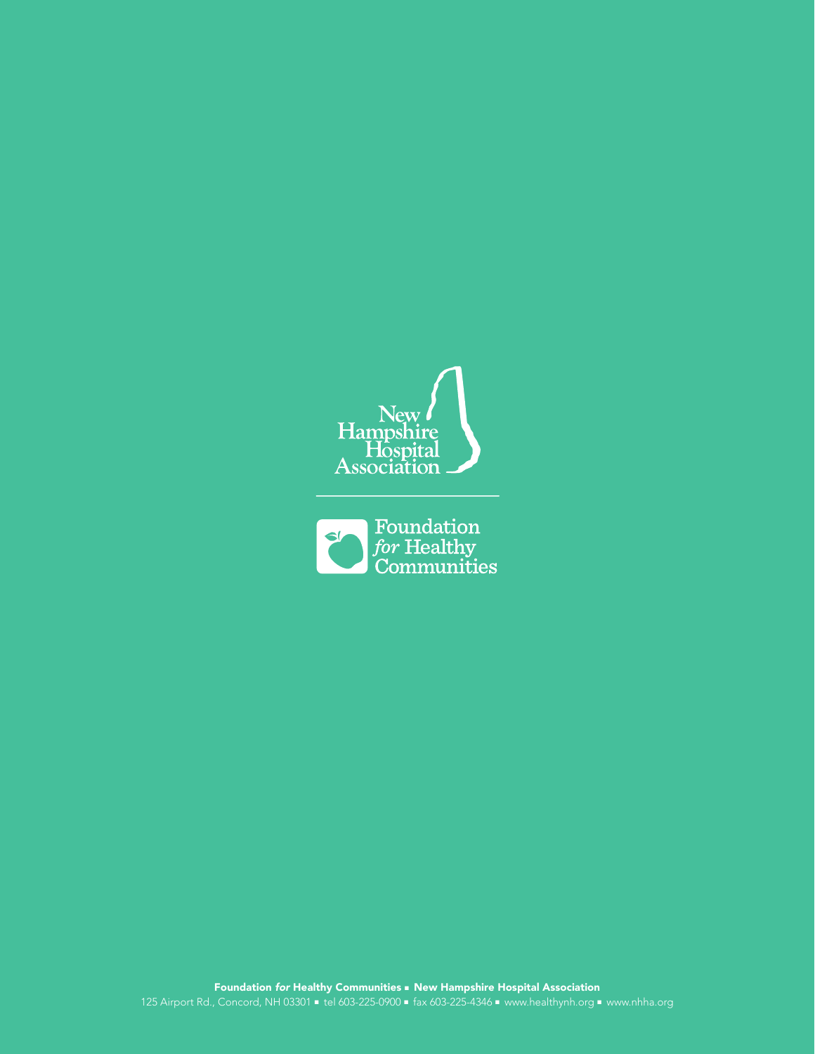New Hampshire Hospital Association

Foundation *for* Healthy Communities

**Foundation *for* Healthy Communities ▪ New Hampshire Hospital Association**

125 Airport Rd., Concord, NH 03301 ▪ tel 603-225-0900 ▪ fax 603-225-4346 ▪ www.healthynh.org ▪ www.nhha.org